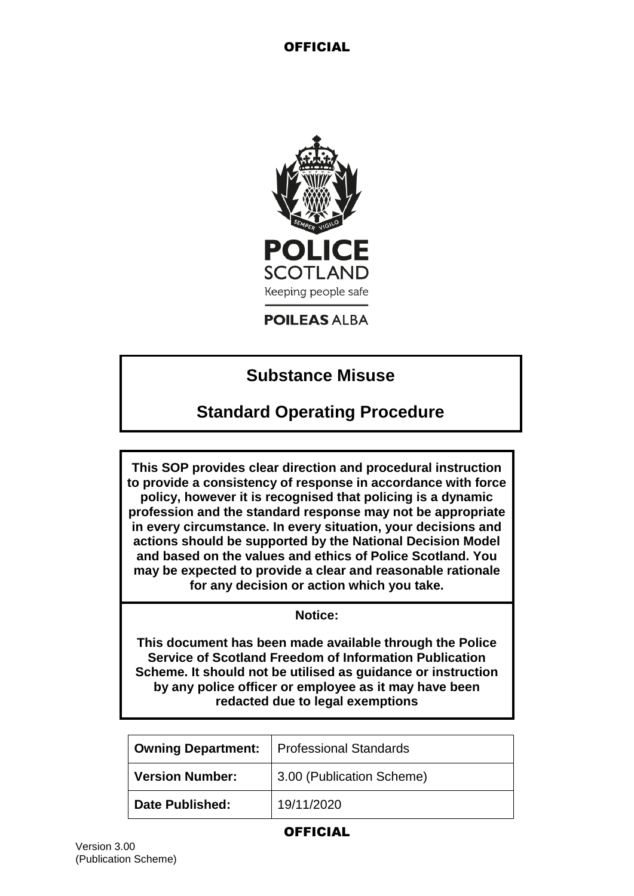POLICE SCOTLAND

Keeping people safe

POILEAS ALBA

# Substance Misuse

# Standard Operating Procedure

**This SOP provides clear direction and procedural instruction to provide a consistency of response in accordance with force policy, however it is recognised that policing is a dynamic profession and the standard response may not be appropriate in every circumstance. In every situation, your decisions and actions should be supported by the National Decision Model and based on the values and ethics of Police Scotland. You may be expected to provide a clear and reasonable rationale for any decision or action which you take.**

**Notice:**

**This document has been made available through the Police Service of Scotland Freedom of Information Publication Scheme. It should not be utilised as guidance or instruction by any police officer or employee as it may have been redacted due to legal exemptions**

| **Owning Department:** | Professional Standards |
|---|---|
| **Version Number:** | 3.00 (Publication Scheme) |
| **Date Published:** | 19/11/2020 |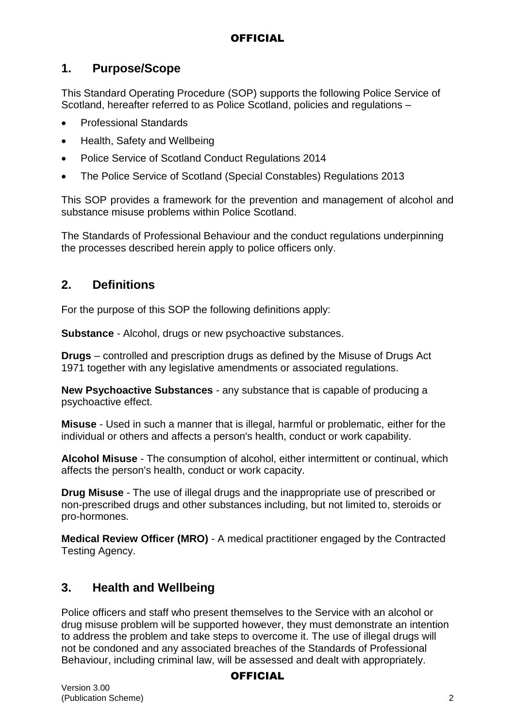## 1. Purpose/Scope

This Standard Operating Procedure (SOP) supports the following Police Service of Scotland, hereafter referred to as Police Scotland, policies and regulations –

- Professional Standards
- Health, Safety and Wellbeing
- Police Service of Scotland Conduct Regulations 2014
- The Police Service of Scotland (Special Constables) Regulations 2013

This SOP provides a framework for the prevention and management of alcohol and substance misuse problems within Police Scotland.

The Standards of Professional Behaviour and the conduct regulations underpinning the processes described herein apply to police officers only.

## 2. Definitions

For the purpose of this SOP the following definitions apply:

**Substance** - Alcohol, drugs or new psychoactive substances.

**Drugs** – controlled and prescription drugs as defined by the Misuse of Drugs Act 1971 together with any legislative amendments or associated regulations.

**New Psychoactive Substances** - any substance that is capable of producing a psychoactive effect.

**Misuse** - Used in such a manner that is illegal, harmful or problematic, either for the individual or others and affects a person's health, conduct or work capability.

**Alcohol Misuse** - The consumption of alcohol, either intermittent or continual, which affects the person's health, conduct or work capacity.

**Drug Misuse** - The use of illegal drugs and the inappropriate use of prescribed or non-prescribed drugs and other substances including, but not limited to, steroids or pro-hormones.

**Medical Review Officer (MRO)** - A medical practitioner engaged by the Contracted Testing Agency.

## 3. Health and Wellbeing

Police officers and staff who present themselves to the Service with an alcohol or drug misuse problem will be supported however, they must demonstrate an intention to address the problem and take steps to overcome it. The use of illegal drugs will not be condoned and any associated breaches of the Standards of Professional Behaviour, including criminal law, will be assessed and dealt with appropriately.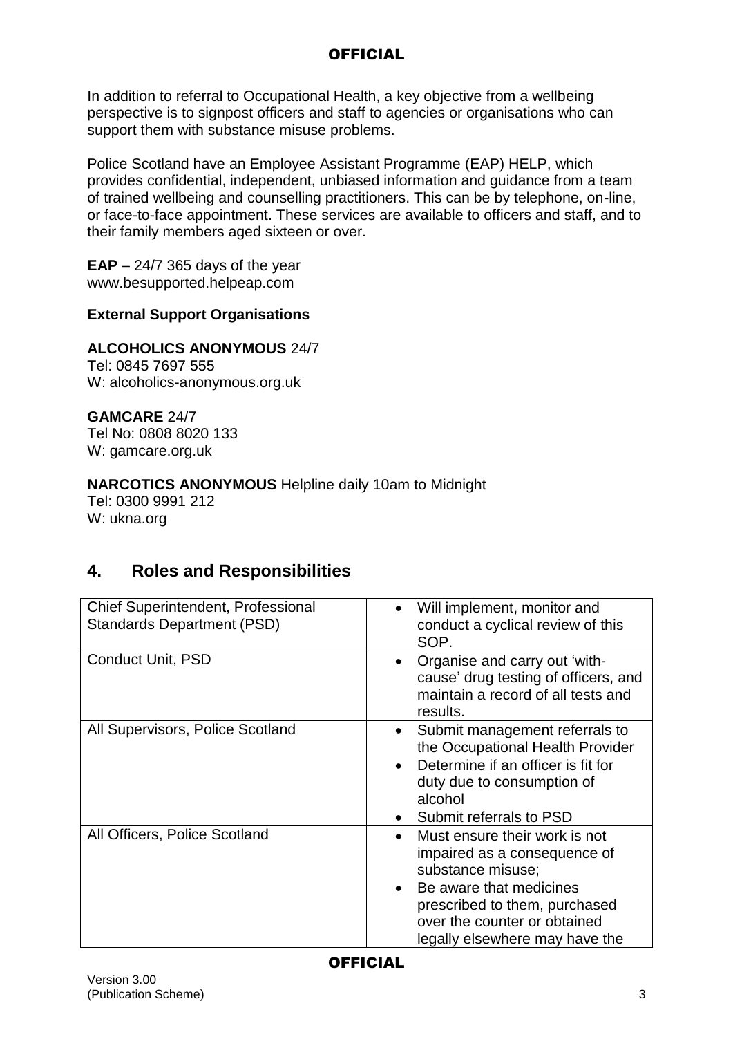In addition to referral to Occupational Health, a key objective from a wellbeing perspective is to signpost officers and staff to agencies or organisations who can support them with substance misuse problems.

Police Scotland have an Employee Assistant Programme (EAP) HELP, which provides confidential, independent, unbiased information and guidance from a team of trained wellbeing and counselling practitioners. This can be by telephone, on-line, or face-to-face appointment. These services are available to officers and staff, and to their family members aged sixteen or over.

**EAP** – 24/7 365 days of the year
www.besupported.helpeap.com

**External Support Organisations**

**ALCOHOLICS ANONYMOUS** 24/7
Tel: 0845 7697 555
W: alcoholics-anonymous.org.uk

**GAMCARE** 24/7
Tel No: 0808 8020 133
W: gamcare.org.uk

**NARCOTICS ANONYMOUS** Helpline daily 10am to Midnight
Tel: 0300 9991 212
W: ukna.org

## 4. Roles and Responsibilities

| | |
|---|---|
| Chief Superintendent, Professional Standards Department (PSD) | • Will implement, monitor and conduct a cyclical review of this SOP. |
| Conduct Unit, PSD | • Organise and carry out 'with-cause' drug testing of officers, and maintain a record of all tests and results. |
| All Supervisors, Police Scotland | • Submit management referrals to the Occupational Health Provider<br>• Determine if an officer is fit for duty due to consumption of alcohol<br>• Submit referrals to PSD |
| All Officers, Police Scotland | • Must ensure their work is not impaired as a consequence of substance misuse;<br>• Be aware that medicines prescribed to them, purchased over the counter or obtained legally elsewhere may have the |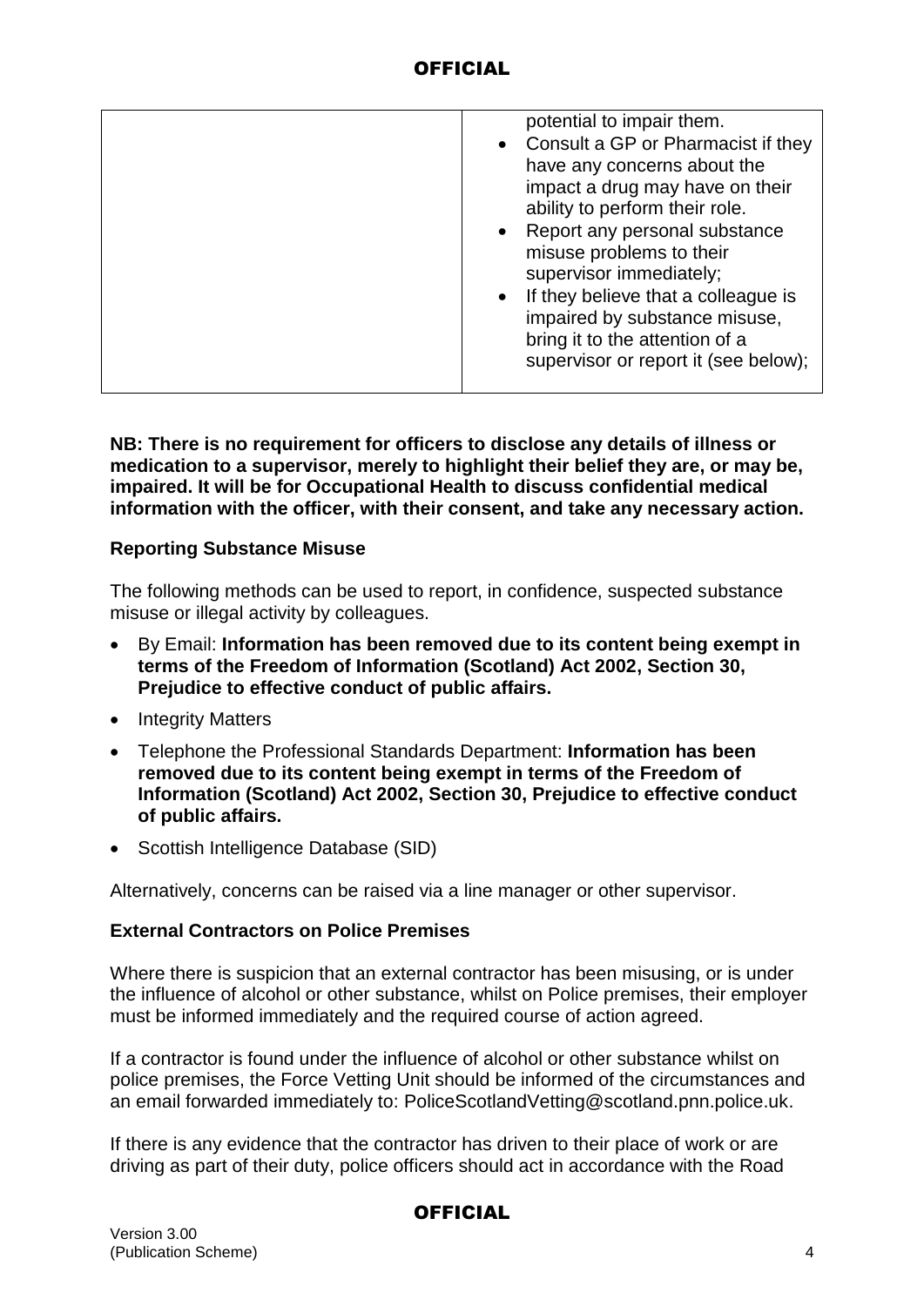| | potential to impair them.<br>• Consult a GP or Pharmacist if they have any concerns about the impact a drug may have on their ability to perform their role.<br>• Report any personal substance misuse problems to their supervisor immediately;<br>• If they believe that a colleague is impaired by substance misuse, bring it to the attention of a supervisor or report it (see below); |
|---|---|

**NB: There is no requirement for officers to disclose any details of illness or medication to a supervisor, merely to highlight their belief they are, or may be, impaired. It will be for Occupational Health to discuss confidential medical information with the officer, with their consent, and take any necessary action.**

**Reporting Substance Misuse**

The following methods can be used to report, in confidence, suspected substance misuse or illegal activity by colleagues.

- By Email: **Information has been removed due to its content being exempt in terms of the Freedom of Information (Scotland) Act 2002, Section 30, Prejudice to effective conduct of public affairs.**
- Integrity Matters
- Telephone the Professional Standards Department: **Information has been removed due to its content being exempt in terms of the Freedom of Information (Scotland) Act 2002, Section 30, Prejudice to effective conduct of public affairs.**
- Scottish Intelligence Database (SID)

Alternatively, concerns can be raised via a line manager or other supervisor.

**External Contractors on Police Premises**

Where there is suspicion that an external contractor has been misusing, or is under the influence of alcohol or other substance, whilst on Police premises, their employer must be informed immediately and the required course of action agreed.

If a contractor is found under the influence of alcohol or other substance whilst on police premises, the Force Vetting Unit should be informed of the circumstances and an email forwarded immediately to: PoliceScotlandVetting@scotland.pnn.police.uk.

If there is any evidence that the contractor has driven to their place of work or are driving as part of their duty, police officers should act in accordance with the Road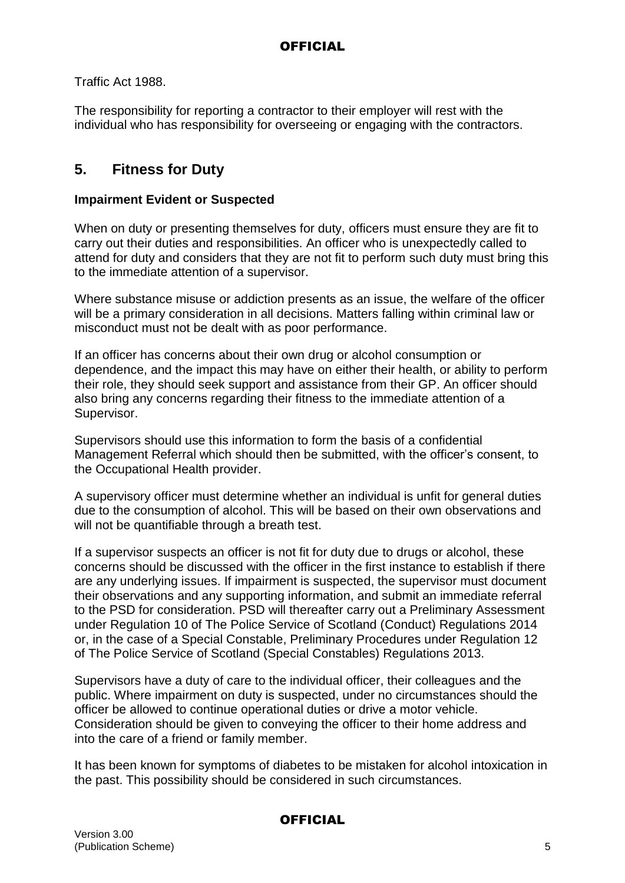Traffic Act 1988.

The responsibility for reporting a contractor to their employer will rest with the individual who has responsibility for overseeing or engaging with the contractors.

## 5. Fitness for Duty

**Impairment Evident or Suspected**

When on duty or presenting themselves for duty, officers must ensure they are fit to carry out their duties and responsibilities. An officer who is unexpectedly called to attend for duty and considers that they are not fit to perform such duty must bring this to the immediate attention of a supervisor.

Where substance misuse or addiction presents as an issue, the welfare of the officer will be a primary consideration in all decisions. Matters falling within criminal law or misconduct must not be dealt with as poor performance.

If an officer has concerns about their own drug or alcohol consumption or dependence, and the impact this may have on either their health, or ability to perform their role, they should seek support and assistance from their GP. An officer should also bring any concerns regarding their fitness to the immediate attention of a Supervisor.

Supervisors should use this information to form the basis of a confidential Management Referral which should then be submitted, with the officer's consent, to the Occupational Health provider.

A supervisory officer must determine whether an individual is unfit for general duties due to the consumption of alcohol. This will be based on their own observations and will not be quantifiable through a breath test.

If a supervisor suspects an officer is not fit for duty due to drugs or alcohol, these concerns should be discussed with the officer in the first instance to establish if there are any underlying issues. If impairment is suspected, the supervisor must document their observations and any supporting information, and submit an immediate referral to the PSD for consideration. PSD will thereafter carry out a Preliminary Assessment under Regulation 10 of The Police Service of Scotland (Conduct) Regulations 2014 or, in the case of a Special Constable, Preliminary Procedures under Regulation 12 of The Police Service of Scotland (Special Constables) Regulations 2013.

Supervisors have a duty of care to the individual officer, their colleagues and the public. Where impairment on duty is suspected, under no circumstances should the officer be allowed to continue operational duties or drive a motor vehicle. Consideration should be given to conveying the officer to their home address and into the care of a friend or family member.

It has been known for symptoms of diabetes to be mistaken for alcohol intoxication in the past. This possibility should be considered in such circumstances.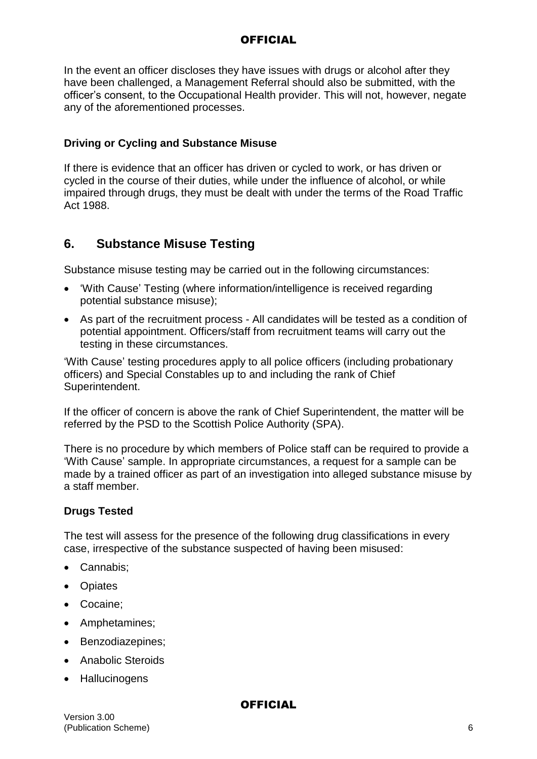In the event an officer discloses they have issues with drugs or alcohol after they have been challenged, a Management Referral should also be submitted, with the officer's consent, to the Occupational Health provider. This will not, however, negate any of the aforementioned processes.

### Driving or Cycling and Substance Misuse

If there is evidence that an officer has driven or cycled to work, or has driven or cycled in the course of their duties, while under the influence of alcohol, or while impaired through drugs, they must be dealt with under the terms of the Road Traffic Act 1988.

## 6. Substance Misuse Testing

Substance misuse testing may be carried out in the following circumstances:

- 'With Cause' Testing (where information/intelligence is received regarding potential substance misuse);
- As part of the recruitment process - All candidates will be tested as a condition of potential appointment. Officers/staff from recruitment teams will carry out the testing in these circumstances.

'With Cause' testing procedures apply to all police officers (including probationary officers) and Special Constables up to and including the rank of Chief Superintendent.

If the officer of concern is above the rank of Chief Superintendent, the matter will be referred by the PSD to the Scottish Police Authority (SPA).

There is no procedure by which members of Police staff can be required to provide a 'With Cause' sample. In appropriate circumstances, a request for a sample can be made by a trained officer as part of an investigation into alleged substance misuse by a staff member.

### Drugs Tested

The test will assess for the presence of the following drug classifications in every case, irrespective of the substance suspected of having been misused:

- Cannabis;
- Opiates
- Cocaine;
- Amphetamines;
- Benzodiazepines;
- Anabolic Steroids
- Hallucinogens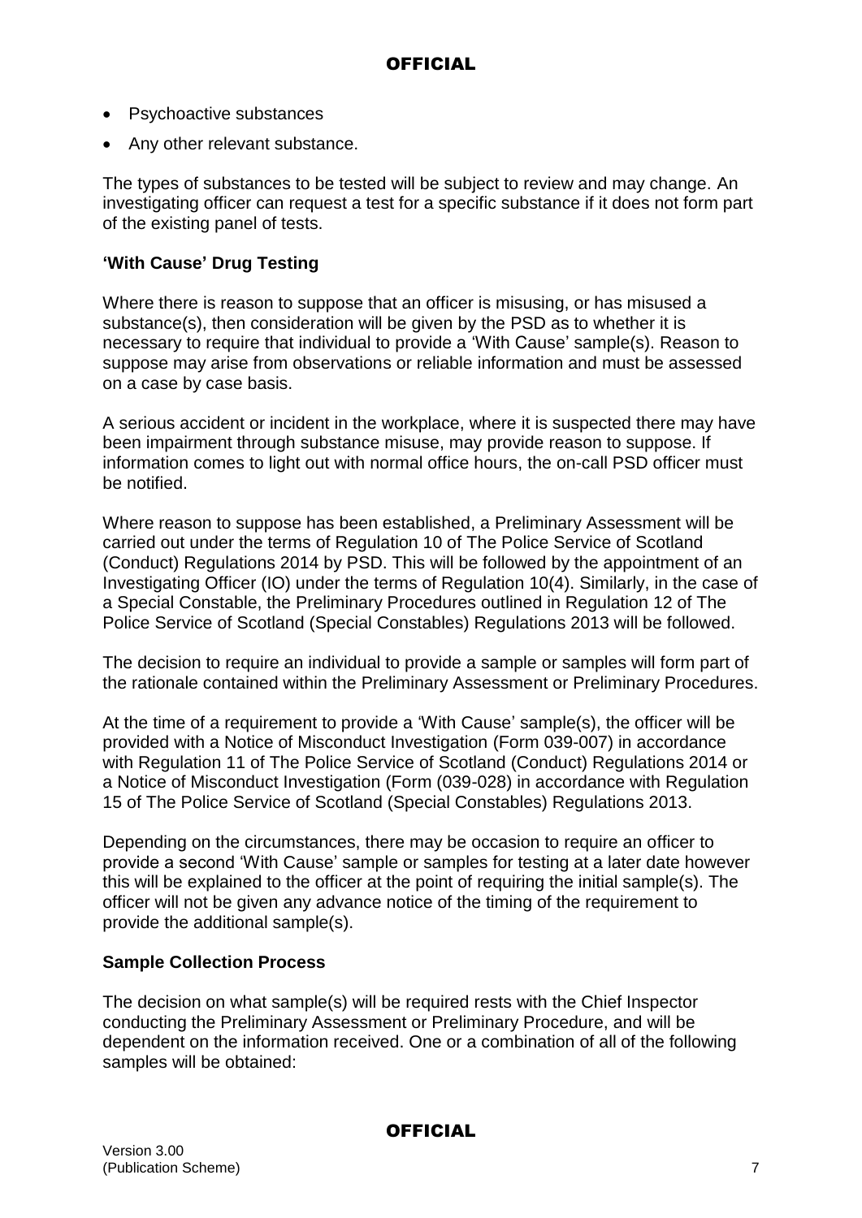- Psychoactive substances
- Any other relevant substance.

The types of substances to be tested will be subject to review and may change. An investigating officer can request a test for a specific substance if it does not form part of the existing panel of tests.

**'With Cause' Drug Testing**

Where there is reason to suppose that an officer is misusing, or has misused a substance(s), then consideration will be given by the PSD as to whether it is necessary to require that individual to provide a 'With Cause' sample(s). Reason to suppose may arise from observations or reliable information and must be assessed on a case by case basis.

A serious accident or incident in the workplace, where it is suspected there may have been impairment through substance misuse, may provide reason to suppose. If information comes to light out with normal office hours, the on-call PSD officer must be notified.

Where reason to suppose has been established, a Preliminary Assessment will be carried out under the terms of Regulation 10 of The Police Service of Scotland (Conduct) Regulations 2014 by PSD. This will be followed by the appointment of an Investigating Officer (IO) under the terms of Regulation 10(4). Similarly, in the case of a Special Constable, the Preliminary Procedures outlined in Regulation 12 of The Police Service of Scotland (Special Constables) Regulations 2013 will be followed.

The decision to require an individual to provide a sample or samples will form part of the rationale contained within the Preliminary Assessment or Preliminary Procedures.

At the time of a requirement to provide a 'With Cause' sample(s), the officer will be provided with a Notice of Misconduct Investigation (Form 039-007) in accordance with Regulation 11 of The Police Service of Scotland (Conduct) Regulations 2014 or a Notice of Misconduct Investigation (Form (039-028) in accordance with Regulation 15 of The Police Service of Scotland (Special Constables) Regulations 2013.

Depending on the circumstances, there may be occasion to require an officer to provide a second 'With Cause' sample or samples for testing at a later date however this will be explained to the officer at the point of requiring the initial sample(s). The officer will not be given any advance notice of the timing of the requirement to provide the additional sample(s).

**Sample Collection Process**

The decision on what sample(s) will be required rests with the Chief Inspector conducting the Preliminary Assessment or Preliminary Procedure, and will be dependent on the information received. One or a combination of all of the following samples will be obtained: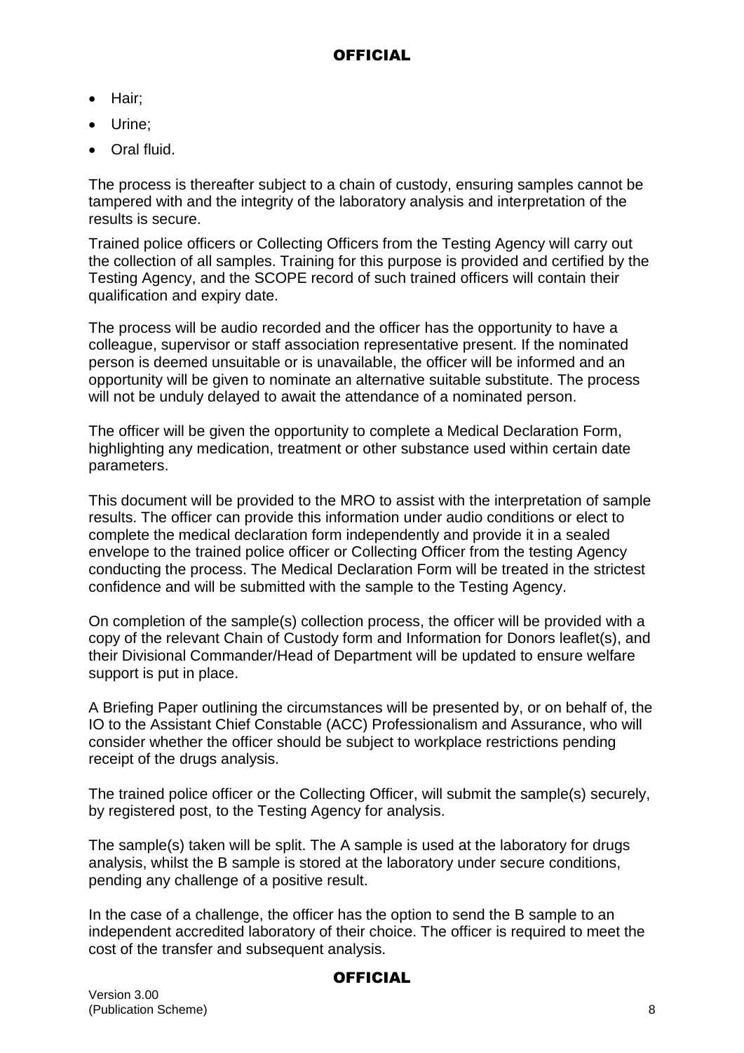- Hair;
- Urine;
- Oral fluid.

The process is thereafter subject to a chain of custody, ensuring samples cannot be tampered with and the integrity of the laboratory analysis and interpretation of the results is secure.

Trained police officers or Collecting Officers from the Testing Agency will carry out the collection of all samples. Training for this purpose is provided and certified by the Testing Agency, and the SCOPE record of such trained officers will contain their qualification and expiry date.

The process will be audio recorded and the officer has the opportunity to have a colleague, supervisor or staff association representative present. If the nominated person is deemed unsuitable or is unavailable, the officer will be informed and an opportunity will be given to nominate an alternative suitable substitute. The process will not be unduly delayed to await the attendance of a nominated person.

The officer will be given the opportunity to complete a Medical Declaration Form, highlighting any medication, treatment or other substance used within certain date parameters.

This document will be provided to the MRO to assist with the interpretation of sample results. The officer can provide this information under audio conditions or elect to complete the medical declaration form independently and provide it in a sealed envelope to the trained police officer or Collecting Officer from the testing Agency conducting the process. The Medical Declaration Form will be treated in the strictest confidence and will be submitted with the sample to the Testing Agency.

On completion of the sample(s) collection process, the officer will be provided with a copy of the relevant Chain of Custody form and Information for Donors leaflet(s), and their Divisional Commander/Head of Department will be updated to ensure welfare support is put in place.

A Briefing Paper outlining the circumstances will be presented by, or on behalf of, the IO to the Assistant Chief Constable (ACC) Professionalism and Assurance, who will consider whether the officer should be subject to workplace restrictions pending receipt of the drugs analysis.

The trained police officer or the Collecting Officer, will submit the sample(s) securely, by registered post, to the Testing Agency for analysis.

The sample(s) taken will be split. The A sample is used at the laboratory for drugs analysis, whilst the B sample is stored at the laboratory under secure conditions, pending any challenge of a positive result.

In the case of a challenge, the officer has the option to send the B sample to an independent accredited laboratory of their choice. The officer is required to meet the cost of the transfer and subsequent analysis.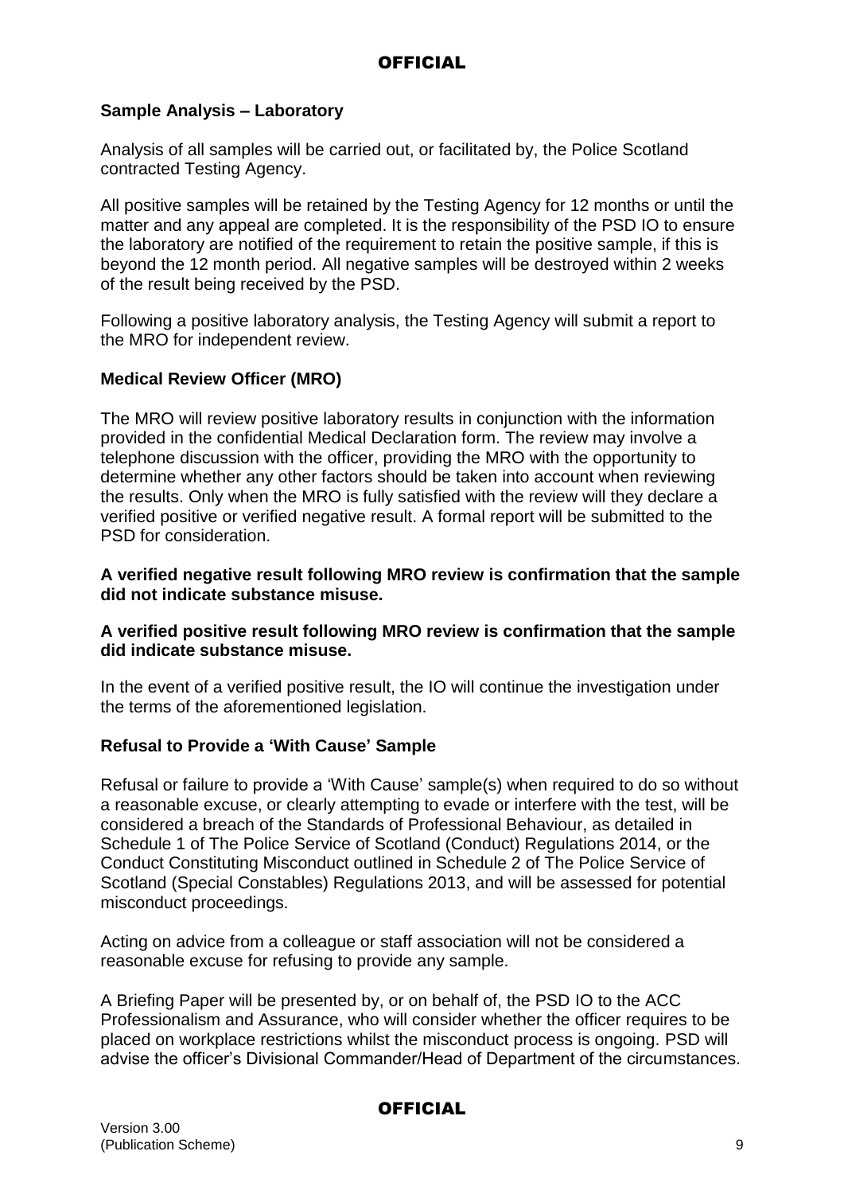### Sample Analysis – Laboratory

Analysis of all samples will be carried out, or facilitated by, the Police Scotland contracted Testing Agency.

All positive samples will be retained by the Testing Agency for 12 months or until the matter and any appeal are completed. It is the responsibility of the PSD IO to ensure the laboratory are notified of the requirement to retain the positive sample, if this is beyond the 12 month period. All negative samples will be destroyed within 2 weeks of the result being received by the PSD.

Following a positive laboratory analysis, the Testing Agency will submit a report to the MRO for independent review.

### Medical Review Officer (MRO)

The MRO will review positive laboratory results in conjunction with the information provided in the confidential Medical Declaration form. The review may involve a telephone discussion with the officer, providing the MRO with the opportunity to determine whether any other factors should be taken into account when reviewing the results. Only when the MRO is fully satisfied with the review will they declare a verified positive or verified negative result. A formal report will be submitted to the PSD for consideration.

**A verified negative result following MRO review is confirmation that the sample did not indicate substance misuse.**

**A verified positive result following MRO review is confirmation that the sample did indicate substance misuse.**

In the event of a verified positive result, the IO will continue the investigation under the terms of the aforementioned legislation.

### Refusal to Provide a 'With Cause' Sample

Refusal or failure to provide a 'With Cause' sample(s) when required to do so without a reasonable excuse, or clearly attempting to evade or interfere with the test, will be considered a breach of the Standards of Professional Behaviour, as detailed in Schedule 1 of The Police Service of Scotland (Conduct) Regulations 2014, or the Conduct Constituting Misconduct outlined in Schedule 2 of The Police Service of Scotland (Special Constables) Regulations 2013, and will be assessed for potential misconduct proceedings.

Acting on advice from a colleague or staff association will not be considered a reasonable excuse for refusing to provide any sample.

A Briefing Paper will be presented by, or on behalf of, the PSD IO to the ACC Professionalism and Assurance, who will consider whether the officer requires to be placed on workplace restrictions whilst the misconduct process is ongoing. PSD will advise the officer's Divisional Commander/Head of Department of the circumstances.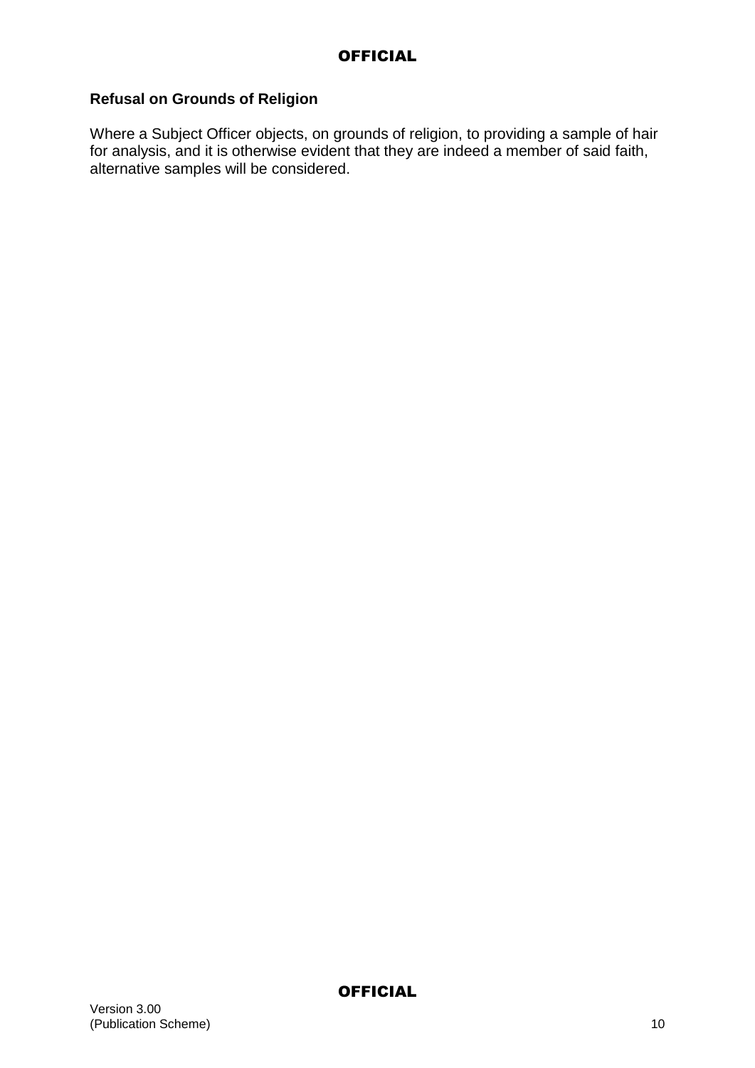**Refusal on Grounds of Religion**

Where a Subject Officer objects, on grounds of religion, to providing a sample of hair for analysis, and it is otherwise evident that they are indeed a member of said faith, alternative samples will be considered.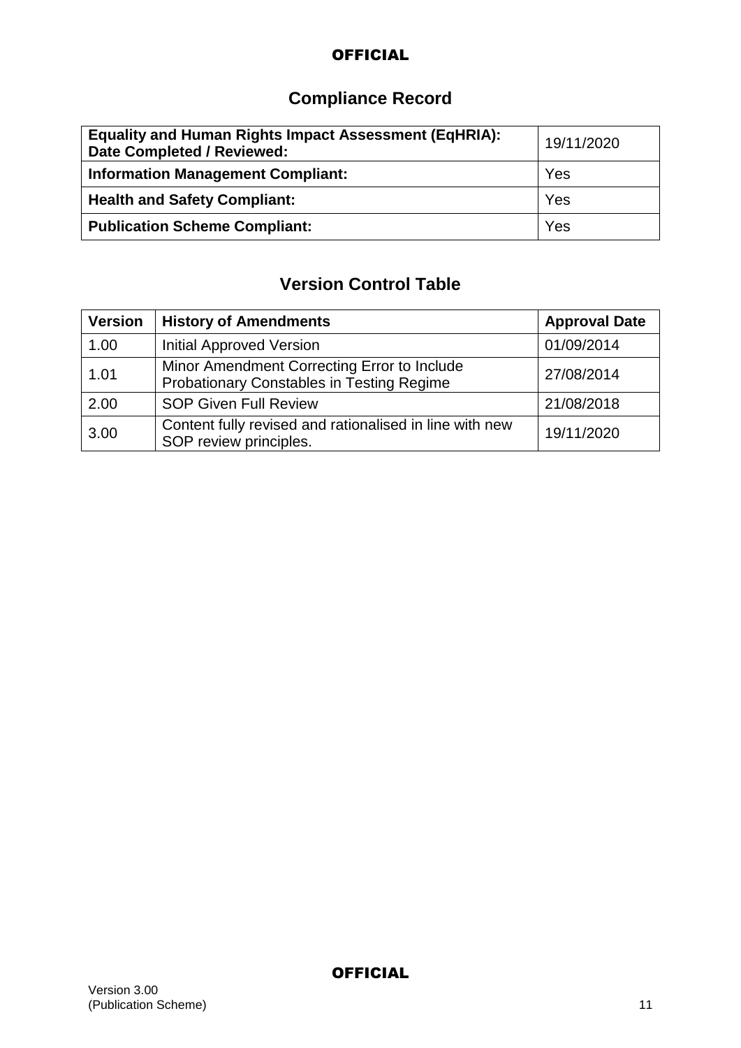## Compliance Record

| | |
|---|---|
| **Equality and Human Rights Impact Assessment (EqHRIA): Date Completed / Reviewed:** | 19/11/2020 |
| **Information Management Compliant:** | Yes |
| **Health and Safety Compliant:** | Yes |
| **Publication Scheme Compliant:** | Yes |

## Version Control Table

| Version | History of Amendments | Approval Date |
|---|---|---|
| 1.00 | Initial Approved Version | 01/09/2014 |
| 1.01 | Minor Amendment Correcting Error to Include Probationary Constables in Testing Regime | 27/08/2014 |
| 2.00 | SOP Given Full Review | 21/08/2018 |
| 3.00 | Content fully revised and rationalised in line with new SOP review principles. | 19/11/2020 |